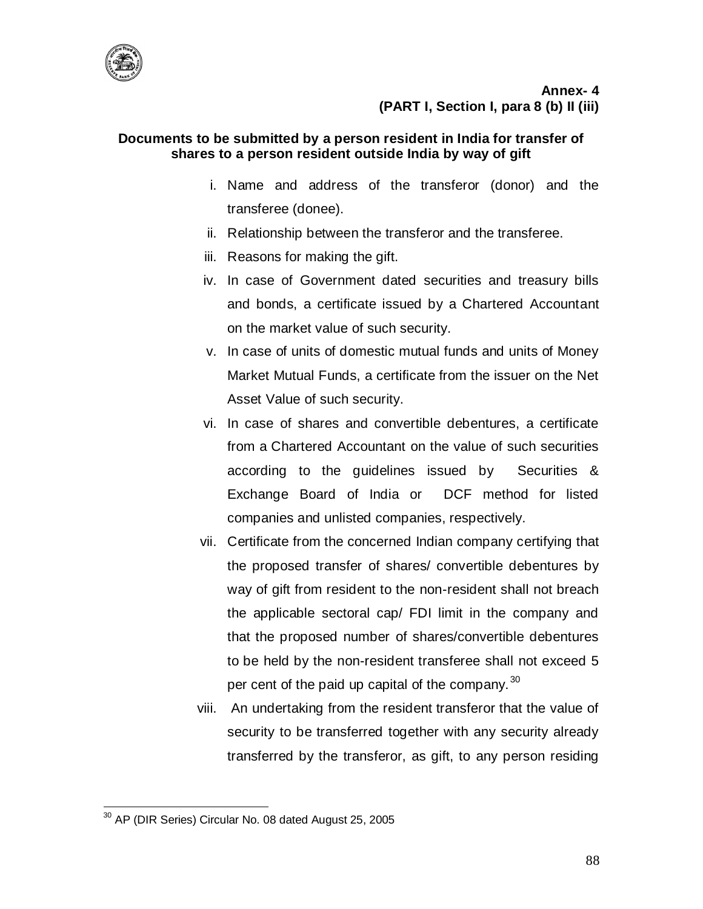**Annex- 4**
**(PART I, Section I, para 8 (b) II (iii)**

**Documents to be submitted by a person resident in India for transfer of shares to a person resident outside India by way of gift**

i. Name and address of the transferor (donor) and the transferee (donee).

ii. Relationship between the transferor and the transferee.

iii. Reasons for making the gift.

iv. In case of Government dated securities and treasury bills and bonds, a certificate issued by a Chartered Accountant on the market value of such security.

v. In case of units of domestic mutual funds and units of Money Market Mutual Funds, a certificate from the issuer on the Net Asset Value of such security.

vi. In case of shares and convertible debentures, a certificate from a Chartered Accountant on the value of such securities according to the guidelines issued by Securities & Exchange Board of India or DCF method for listed companies and unlisted companies, respectively.

vii. Certificate from the concerned Indian company certifying that the proposed transfer of shares/ convertible debentures by way of gift from resident to the non-resident shall not breach the applicable sectoral cap/ FDI limit in the company and that the proposed number of shares/convertible debentures to be held by the non-resident transferee shall not exceed 5 per cent of the paid up capital of the company.[30]

viii. An undertaking from the resident transferor that the value of security to be transferred together with any security already transferred by the transferor, as gift, to any person residing

---

[30] AP (DIR Series) Circular No. 08 dated August 25, 2005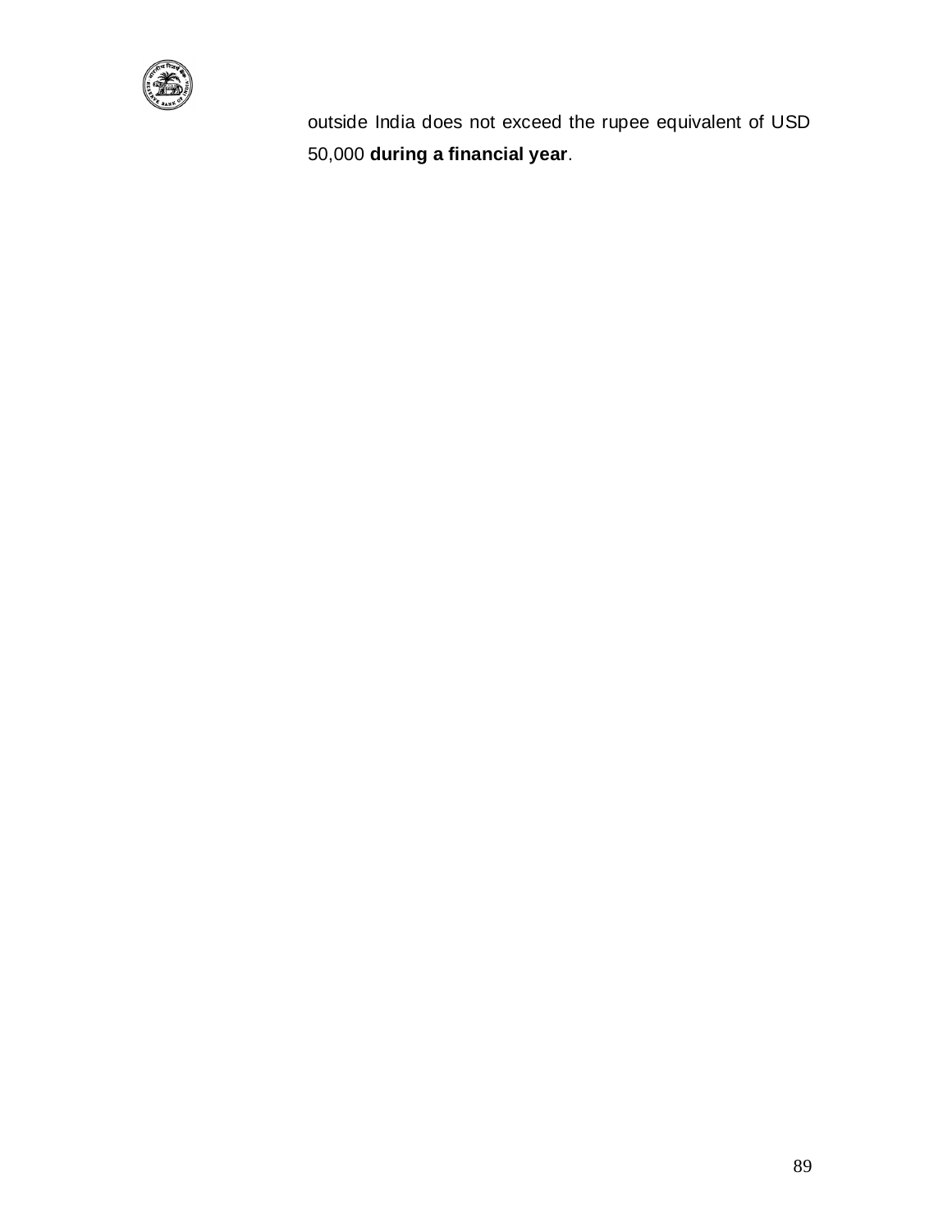outside India does not exceed the rupee equivalent of USD 50,000 **during a financial year**.